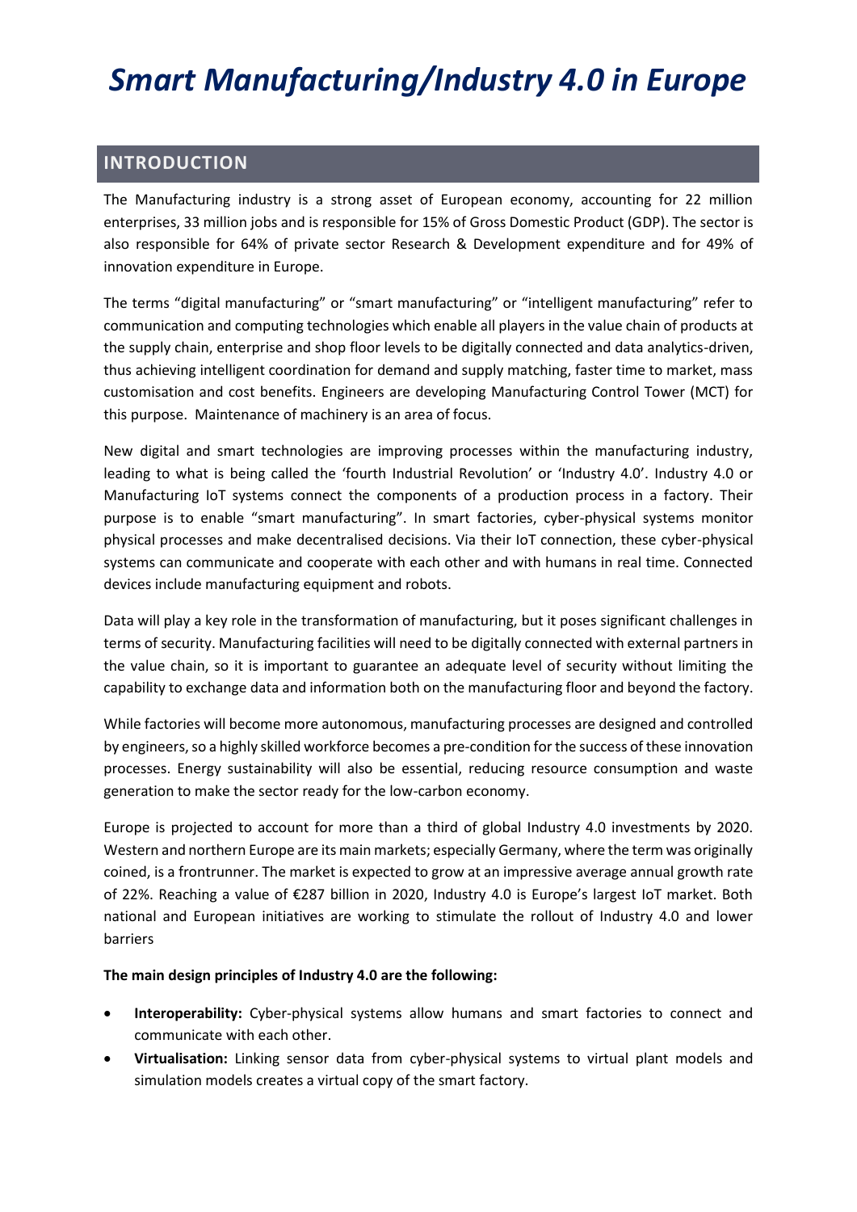# *Smart Manufacturing/Industry 4.0 in Europe*

## INTRODUCTION

The Manufacturing industry is a strong asset of European economy, accounting for 22 million enterprises, 33 million jobs and is responsible for 15% of Gross Domestic Product (GDP). The sector is also responsible for 64% of private sector Research & Development expenditure and for 49% of innovation expenditure in Europe.

The terms "digital manufacturing" or "smart manufacturing" or "intelligent manufacturing" refer to communication and computing technologies which enable all players in the value chain of products at the supply chain, enterprise and shop floor levels to be digitally connected and data analytics-driven, thus achieving intelligent coordination for demand and supply matching, faster time to market, mass customisation and cost benefits. Engineers are developing Manufacturing Control Tower (MCT) for this purpose. Maintenance of machinery is an area of focus.

New digital and smart technologies are improving processes within the manufacturing industry, leading to what is being called the 'fourth Industrial Revolution' or 'Industry 4.0'. Industry 4.0 or Manufacturing IoT systems connect the components of a production process in a factory. Their purpose is to enable "smart manufacturing". In smart factories, cyber-physical systems monitor physical processes and make decentralised decisions. Via their IoT connection, these cyber-physical systems can communicate and cooperate with each other and with humans in real time. Connected devices include manufacturing equipment and robots.

Data will play a key role in the transformation of manufacturing, but it poses significant challenges in terms of security. Manufacturing facilities will need to be digitally connected with external partners in the value chain, so it is important to guarantee an adequate level of security without limiting the capability to exchange data and information both on the manufacturing floor and beyond the factory.

While factories will become more autonomous, manufacturing processes are designed and controlled by engineers, so a highly skilled workforce becomes a pre-condition for the success of these innovation processes. Energy sustainability will also be essential, reducing resource consumption and waste generation to make the sector ready for the low-carbon economy.

Europe is projected to account for more than a third of global Industry 4.0 investments by 2020. Western and northern Europe are its main markets; especially Germany, where the term was originally coined, is a frontrunner. The market is expected to grow at an impressive average annual growth rate of 22%. Reaching a value of €287 billion in 2020, Industry 4.0 is Europe's largest IoT market. Both national and European initiatives are working to stimulate the rollout of Industry 4.0 and lower barriers

**The main design principles of Industry 4.0 are the following:**

- **Interoperability:** Cyber-physical systems allow humans and smart factories to connect and communicate with each other.
- **Virtualisation:** Linking sensor data from cyber-physical systems to virtual plant models and simulation models creates a virtual copy of the smart factory.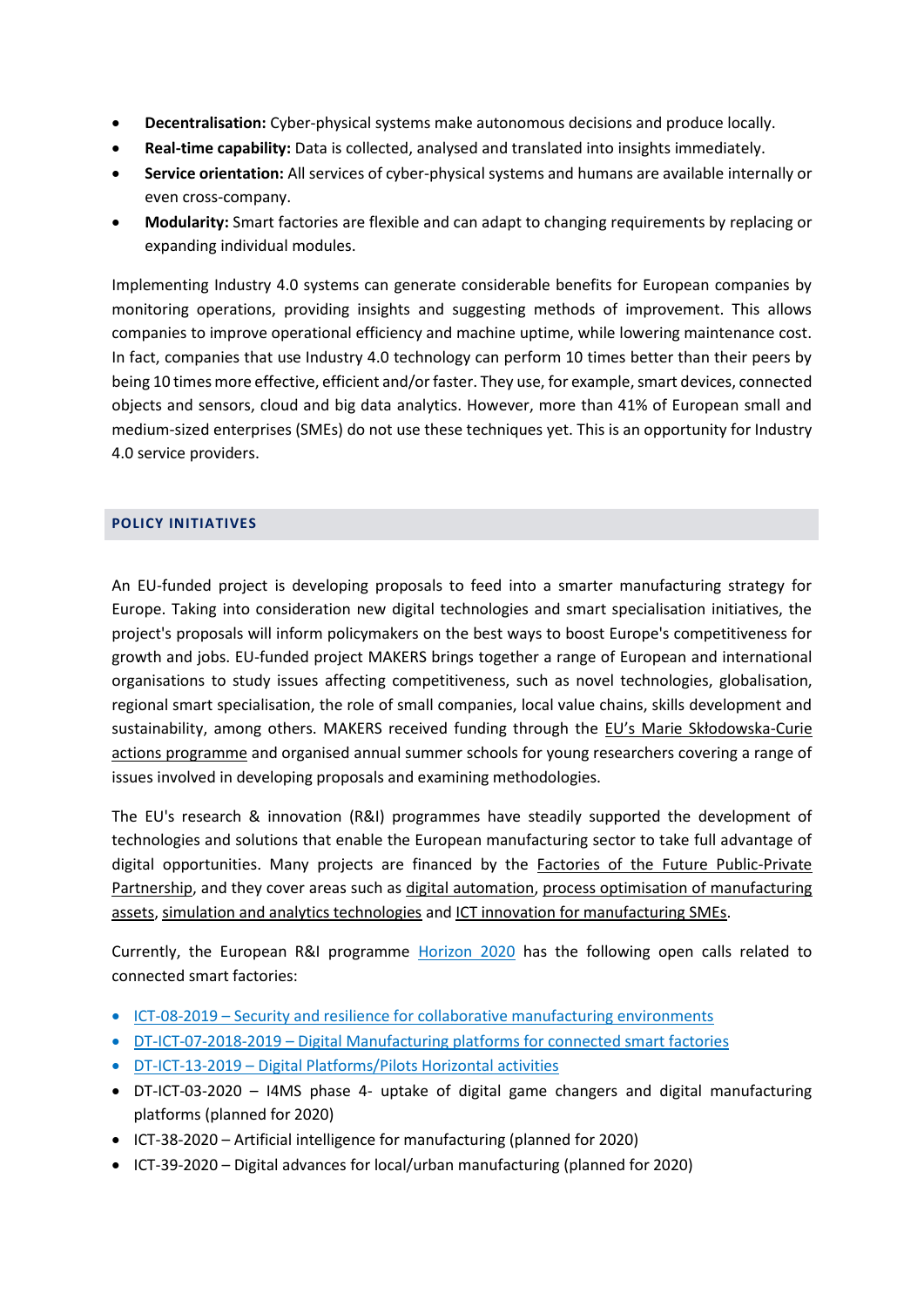- **Decentralisation:** Cyber-physical systems make autonomous decisions and produce locally.
- **Real-time capability:** Data is collected, analysed and translated into insights immediately.
- **Service orientation:** All services of cyber-physical systems and humans are available internally or even cross-company.
- **Modularity:** Smart factories are flexible and can adapt to changing requirements by replacing or expanding individual modules.

Implementing Industry 4.0 systems can generate considerable benefits for European companies by monitoring operations, providing insights and suggesting methods of improvement. This allows companies to improve operational efficiency and machine uptime, while lowering maintenance cost. In fact, companies that use Industry 4.0 technology can perform 10 times better than their peers by being 10 times more effective, efficient and/or faster. They use, for example, smart devices, connected objects and sensors, cloud and big data analytics. However, more than 41% of European small and medium-sized enterprises (SMEs) do not use these techniques yet. This is an opportunity for Industry 4.0 service providers.

## POLICY INITIATIVES

An EU-funded project is developing proposals to feed into a smarter manufacturing strategy for Europe. Taking into consideration new digital technologies and smart specialisation initiatives, the project's proposals will inform policymakers on the best ways to boost Europe's competitiveness for growth and jobs. EU-funded project MAKERS brings together a range of European and international organisations to study issues affecting competitiveness, such as novel technologies, globalisation, regional smart specialisation, the role of small companies, local value chains, skills development and sustainability, among others. MAKERS received funding through the EU's Marie Skłodowska-Curie actions programme and organised annual summer schools for young researchers covering a range of issues involved in developing proposals and examining methodologies.

The EU's research & innovation (R&I) programmes have steadily supported the development of technologies and solutions that enable the European manufacturing sector to take full advantage of digital opportunities. Many projects are financed by the Factories of the Future Public-Private Partnership, and they cover areas such as digital automation, process optimisation of manufacturing assets, simulation and analytics technologies and ICT innovation for manufacturing SMEs.

Currently, the European R&I programme Horizon 2020 has the following open calls related to connected smart factories:

- ICT-08-2019 – Security and resilience for collaborative manufacturing environments
- DT-ICT-07-2018-2019 – Digital Manufacturing platforms for connected smart factories
- DT-ICT-13-2019 – Digital Platforms/Pilots Horizontal activities
- DT-ICT-03-2020 – I4MS phase 4- uptake of digital game changers and digital manufacturing platforms (planned for 2020)
- ICT-38-2020 – Artificial intelligence for manufacturing (planned for 2020)
- ICT-39-2020 – Digital advances for local/urban manufacturing (planned for 2020)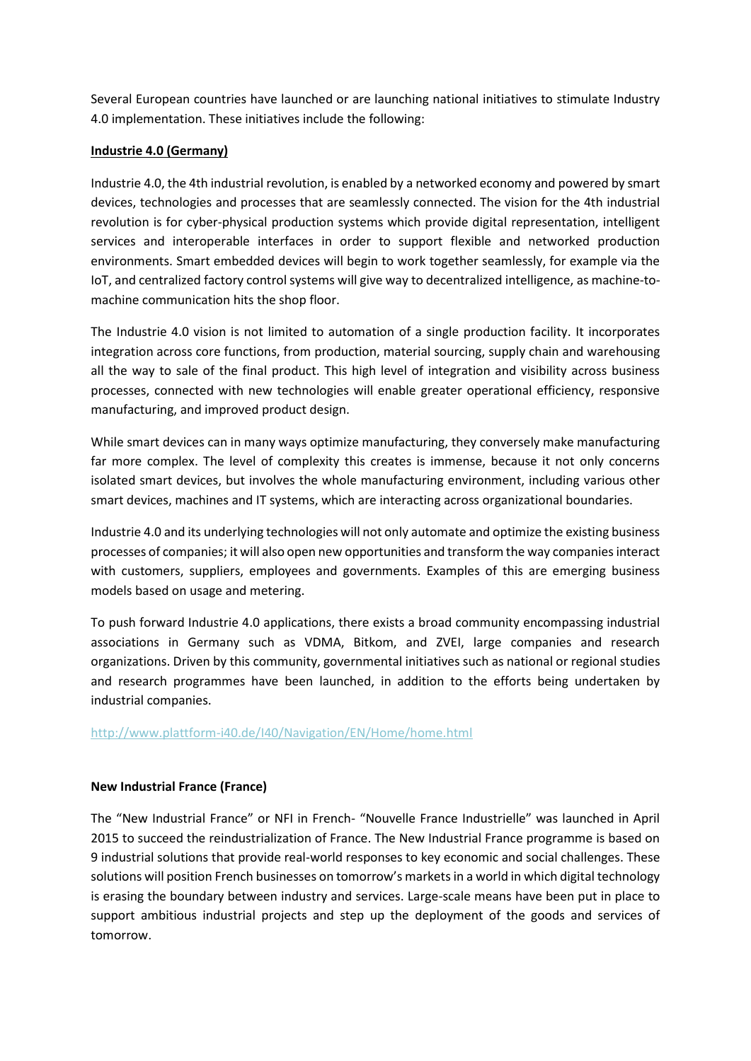Several European countries have launched or are launching national initiatives to stimulate Industry 4.0 implementation. These initiatives include the following:

## Industrie 4.0 (Germany)

Industrie 4.0, the 4th industrial revolution, is enabled by a networked economy and powered by smart devices, technologies and processes that are seamlessly connected. The vision for the 4th industrial revolution is for cyber-physical production systems which provide digital representation, intelligent services and interoperable interfaces in order to support flexible and networked production environments. Smart embedded devices will begin to work together seamlessly, for example via the IoT, and centralized factory control systems will give way to decentralized intelligence, as machine-to-machine communication hits the shop floor.

The Industrie 4.0 vision is not limited to automation of a single production facility. It incorporates integration across core functions, from production, material sourcing, supply chain and warehousing all the way to sale of the final product. This high level of integration and visibility across business processes, connected with new technologies will enable greater operational efficiency, responsive manufacturing, and improved product design.

While smart devices can in many ways optimize manufacturing, they conversely make manufacturing far more complex. The level of complexity this creates is immense, because it not only concerns isolated smart devices, but involves the whole manufacturing environment, including various other smart devices, machines and IT systems, which are interacting across organizational boundaries.

Industrie 4.0 and its underlying technologies will not only automate and optimize the existing business processes of companies; it will also open new opportunities and transform the way companies interact with customers, suppliers, employees and governments. Examples of this are emerging business models based on usage and metering.

To push forward Industrie 4.0 applications, there exists a broad community encompassing industrial associations in Germany such as VDMA, Bitkom, and ZVEI, large companies and research organizations. Driven by this community, governmental initiatives such as national or regional studies and research programmes have been launched, in addition to the efforts being undertaken by industrial companies.

http://www.plattform-i40.de/I40/Navigation/EN/Home/home.html

## New Industrial France (France)

The "New Industrial France" or NFI in French- "Nouvelle France Industrielle" was launched in April 2015 to succeed the reindustrialization of France. The New Industrial France programme is based on 9 industrial solutions that provide real-world responses to key economic and social challenges. These solutions will position French businesses on tomorrow's markets in a world in which digital technology is erasing the boundary between industry and services. Large-scale means have been put in place to support ambitious industrial projects and step up the deployment of the goods and services of tomorrow.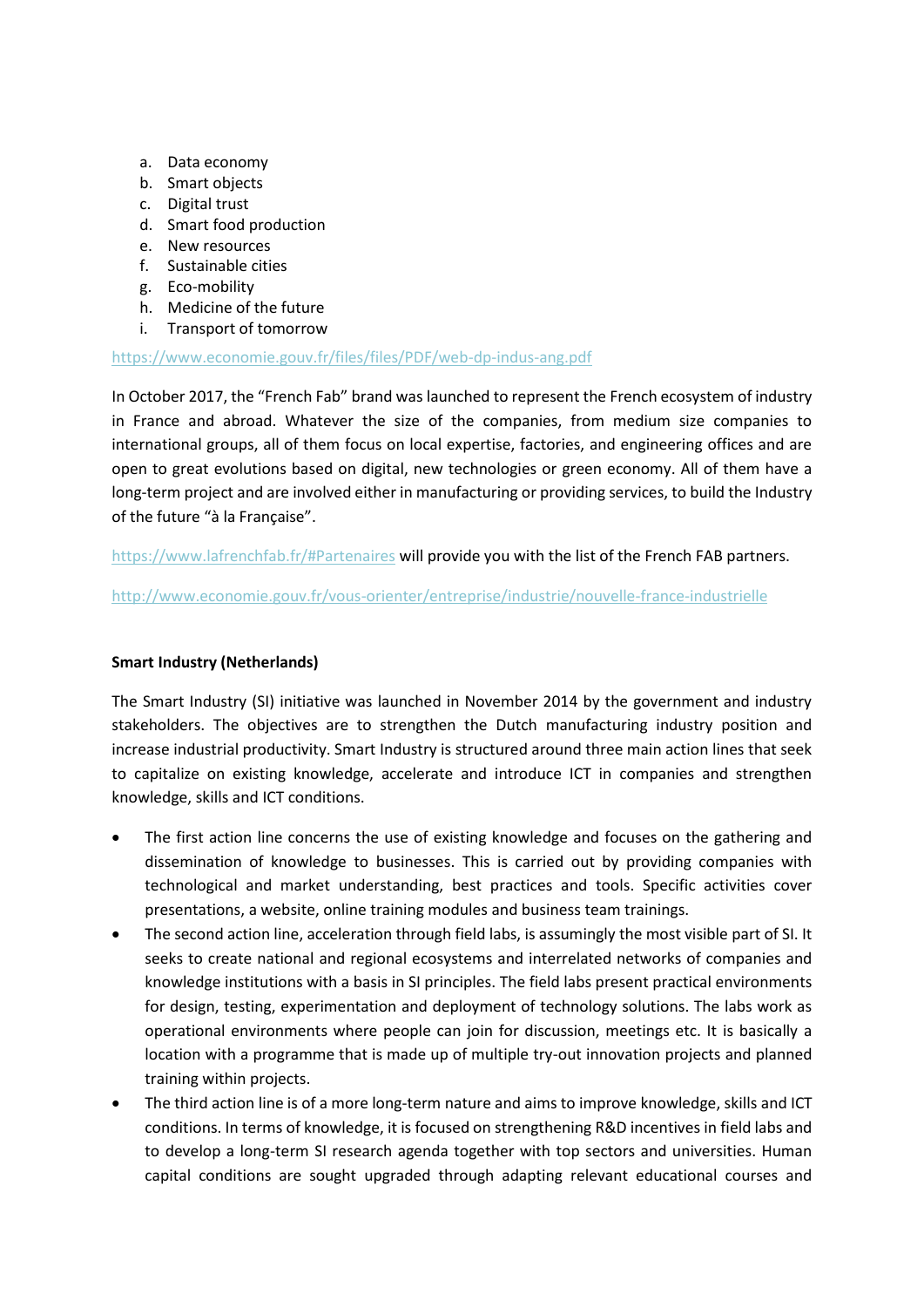a. Data economy
b. Smart objects
c. Digital trust
d. Smart food production
e. New resources
f. Sustainable cities
g. Eco-mobility
h. Medicine of the future
i. Transport of tomorrow

https://www.economie.gouv.fr/files/files/PDF/web-dp-indus-ang.pdf

In October 2017, the "French Fab" brand was launched to represent the French ecosystem of industry in France and abroad. Whatever the size of the companies, from medium size companies to international groups, all of them focus on local expertise, factories, and engineering offices and are open to great evolutions based on digital, new technologies or green economy. All of them have a long-term project and are involved either in manufacturing or providing services, to build the Industry of the future "à la Française".

https://www.lafrenchfab.fr/#Partenaires will provide you with the list of the French FAB partners.

http://www.economie.gouv.fr/vous-orienter/entreprise/industrie/nouvelle-france-industrielle

**Smart Industry (Netherlands)**

The Smart Industry (SI) initiative was launched in November 2014 by the government and industry stakeholders. The objectives are to strengthen the Dutch manufacturing industry position and increase industrial productivity. Smart Industry is structured around three main action lines that seek to capitalize on existing knowledge, accelerate and introduce ICT in companies and strengthen knowledge, skills and ICT conditions.

- The first action line concerns the use of existing knowledge and focuses on the gathering and dissemination of knowledge to businesses. This is carried out by providing companies with technological and market understanding, best practices and tools. Specific activities cover presentations, a website, online training modules and business team trainings.
- The second action line, acceleration through field labs, is assumingly the most visible part of SI. It seeks to create national and regional ecosystems and interrelated networks of companies and knowledge institutions with a basis in SI principles. The field labs present practical environments for design, testing, experimentation and deployment of technology solutions. The labs work as operational environments where people can join for discussion, meetings etc. It is basically a location with a programme that is made up of multiple try-out innovation projects and planned training within projects.
- The third action line is of a more long-term nature and aims to improve knowledge, skills and ICT conditions. In terms of knowledge, it is focused on strengthening R&D incentives in field labs and to develop a long-term SI research agenda together with top sectors and universities. Human capital conditions are sought upgraded through adapting relevant educational courses and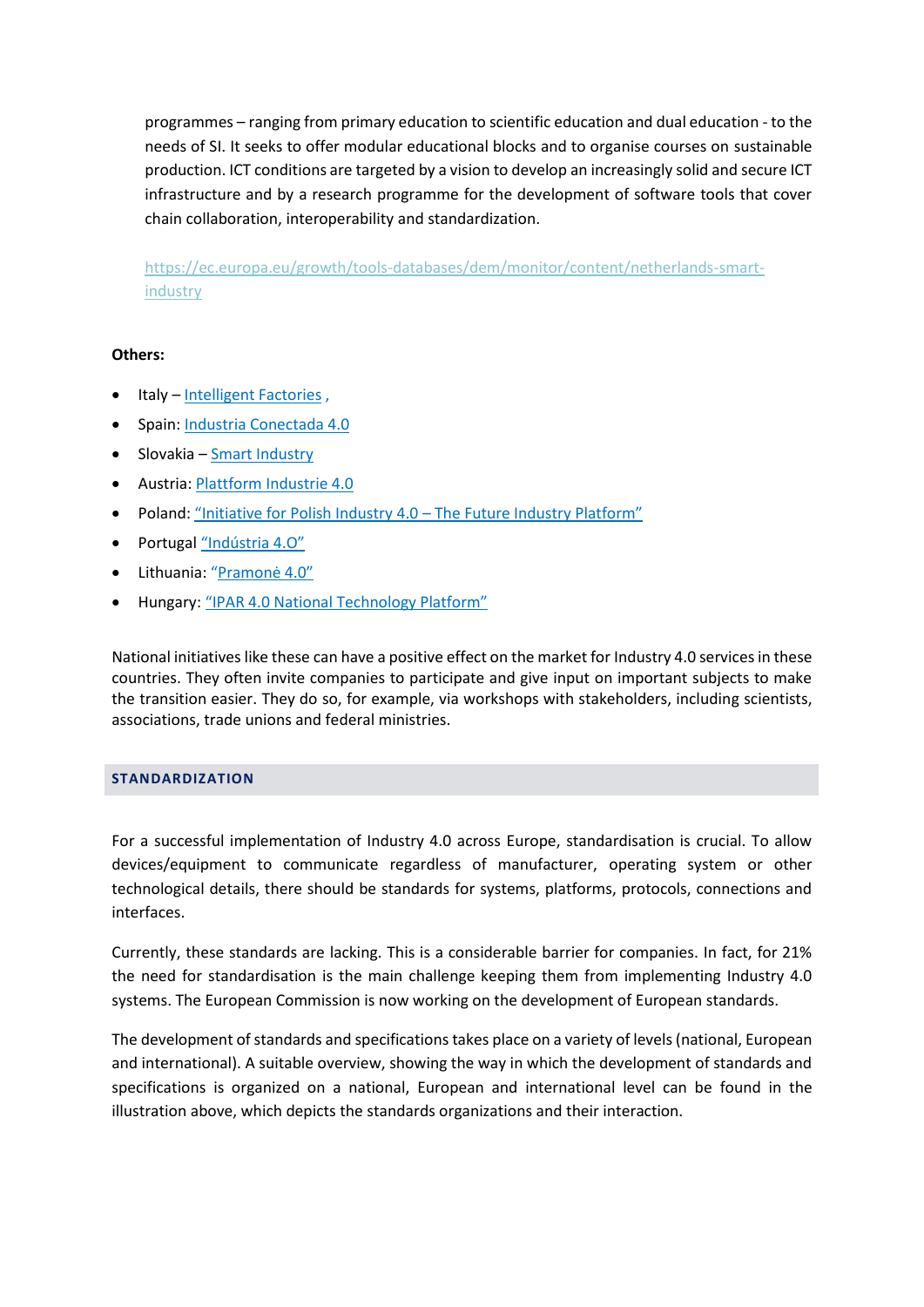programmes – ranging from primary education to scientific education and dual education - to the needs of SI. It seeks to offer modular educational blocks and to organise courses on sustainable production. ICT conditions are targeted by a vision to develop an increasingly solid and secure ICT infrastructure and by a research programme for the development of software tools that cover chain collaboration, interoperability and standardization.

https://ec.europa.eu/growth/tools-databases/dem/monitor/content/netherlands-smart-industry

**Others:**

- Italy – Intelligent Factories ,
- Spain: Industria Conectada 4.0
- Slovakia – Smart Industry
- Austria: Plattform Industrie 4.0
- Poland: "Initiative for Polish Industry 4.0 – The Future Industry Platform"
- Portugal "Indústria 4.0"
- Lithuania: "Pramonė 4.0"
- Hungary: "IPAR 4.0 National Technology Platform"

National initiatives like these can have a positive effect on the market for Industry 4.0 services in these countries. They often invite companies to participate and give input on important subjects to make the transition easier. They do so, for example, via workshops with stakeholders, including scientists, associations, trade unions and federal ministries.

## STANDARDIZATION

For a successful implementation of Industry 4.0 across Europe, standardisation is crucial. To allow devices/equipment to communicate regardless of manufacturer, operating system or other technological details, there should be standards for systems, platforms, protocols, connections and interfaces.

Currently, these standards are lacking. This is a considerable barrier for companies. In fact, for 21% the need for standardisation is the main challenge keeping them from implementing Industry 4.0 systems. The European Commission is now working on the development of European standards.

The development of standards and specifications takes place on a variety of levels (national, European and international). A suitable overview, showing the way in which the development of standards and specifications is organized on a national, European and international level can be found in the illustration above, which depicts the standards organizations and their interaction.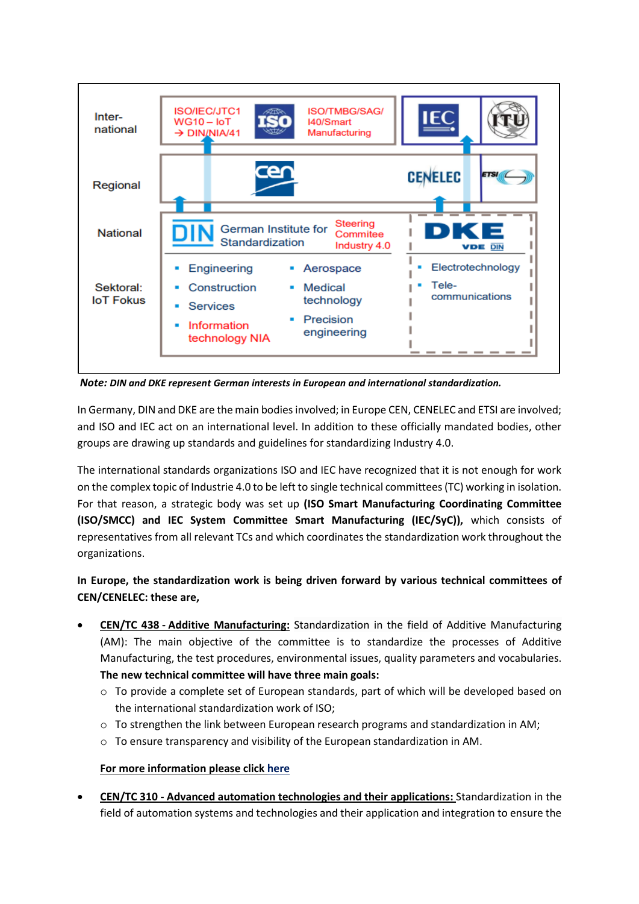***Note:*** ***DIN and DKE represent German interests in European and international standardization.***

In Germany, DIN and DKE are the main bodies involved; in Europe CEN, CENELEC and ETSI are involved; and ISO and IEC act on an international level. In addition to these officially mandated bodies, other groups are drawing up standards and guidelines for standardizing Industry 4.0.

The international standards organizations ISO and IEC have recognized that it is not enough for work on the complex topic of Industrie 4.0 to be left to single technical committees (TC) working in isolation. For that reason, a strategic body was set up **(ISO Smart Manufacturing Coordinating Committee (ISO/SMCC) and IEC System Committee Smart Manufacturing (IEC/SyC)),** which consists of representatives from all relevant TCs and which coordinates the standardization work throughout the organizations.

**In Europe, the standardization work is being driven forward by various technical committees of CEN/CENELEC: these are,**

- **CEN/TC 438 - Additive Manufacturing:** Standardization in the field of Additive Manufacturing (AM): The main objective of the committee is to standardize the processes of Additive Manufacturing, the test procedures, environmental issues, quality parameters and vocabularies. **The new technical committee will have three main goals:**
  - To provide a complete set of European standards, part of which will be developed based on the international standardization work of ISO;
  - To strengthen the link between European research programs and standardization in AM;
  - To ensure transparency and visibility of the European standardization in AM.

  **For more information please click here**

- **CEN/TC 310 - Advanced automation technologies and their applications:** Standardization in the field of automation systems and technologies and their application and integration to ensure the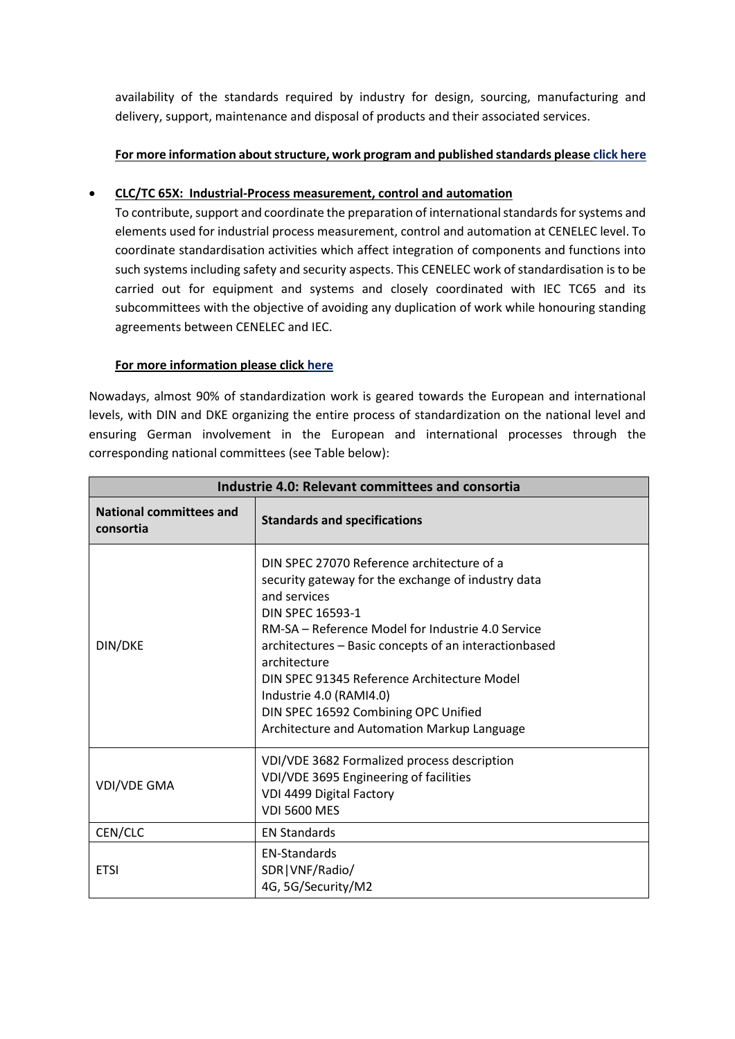availability of the standards required by industry for design, sourcing, manufacturing and delivery, support, maintenance and disposal of products and their associated services.

**For more information about structure, work program and published standards please click here**

- **CLC/TC 65X: Industrial-Process measurement, control and automation**
  To contribute, support and coordinate the preparation of international standards for systems and elements used for industrial process measurement, control and automation at CENELEC level. To coordinate standardisation activities which affect integration of components and functions into such systems including safety and security aspects. This CENELEC work of standardisation is to be carried out for equipment and systems and closely coordinated with IEC TC65 and its subcommittees with the objective of avoiding any duplication of work while honouring standing agreements between CENELEC and IEC.

  **For more information please click here**

Nowadays, almost 90% of standardization work is geared towards the European and international levels, with DIN and DKE organizing the entire process of standardization on the national level and ensuring German involvement in the European and international processes through the corresponding national committees (see Table below):

| Industrie 4.0: Relevant committees and consortia | |
|---|---|
| **National committees and consortia** | **Standards and specifications** |
| DIN/DKE | DIN SPEC 27070 Reference architecture of a security gateway for the exchange of industry data and services<br>DIN SPEC 16593-1<br>RM-SA – Reference Model for Industrie 4.0 Service architectures – Basic concepts of an interactionbased architecture<br>DIN SPEC 91345 Reference Architecture Model Industrie 4.0 (RAMI4.0)<br>DIN SPEC 16592 Combining OPC Unified Architecture and Automation Markup Language |
| VDI/VDE GMA | VDI/VDE 3682 Formalized process description<br>VDI/VDE 3695 Engineering of facilities<br>VDI 4499 Digital Factory<br>VDI 5600 MES |
| CEN/CLC | EN Standards |
| ETSI | EN-Standards<br>SDR\|VNF/Radio/<br>4G, 5G/Security/M2 |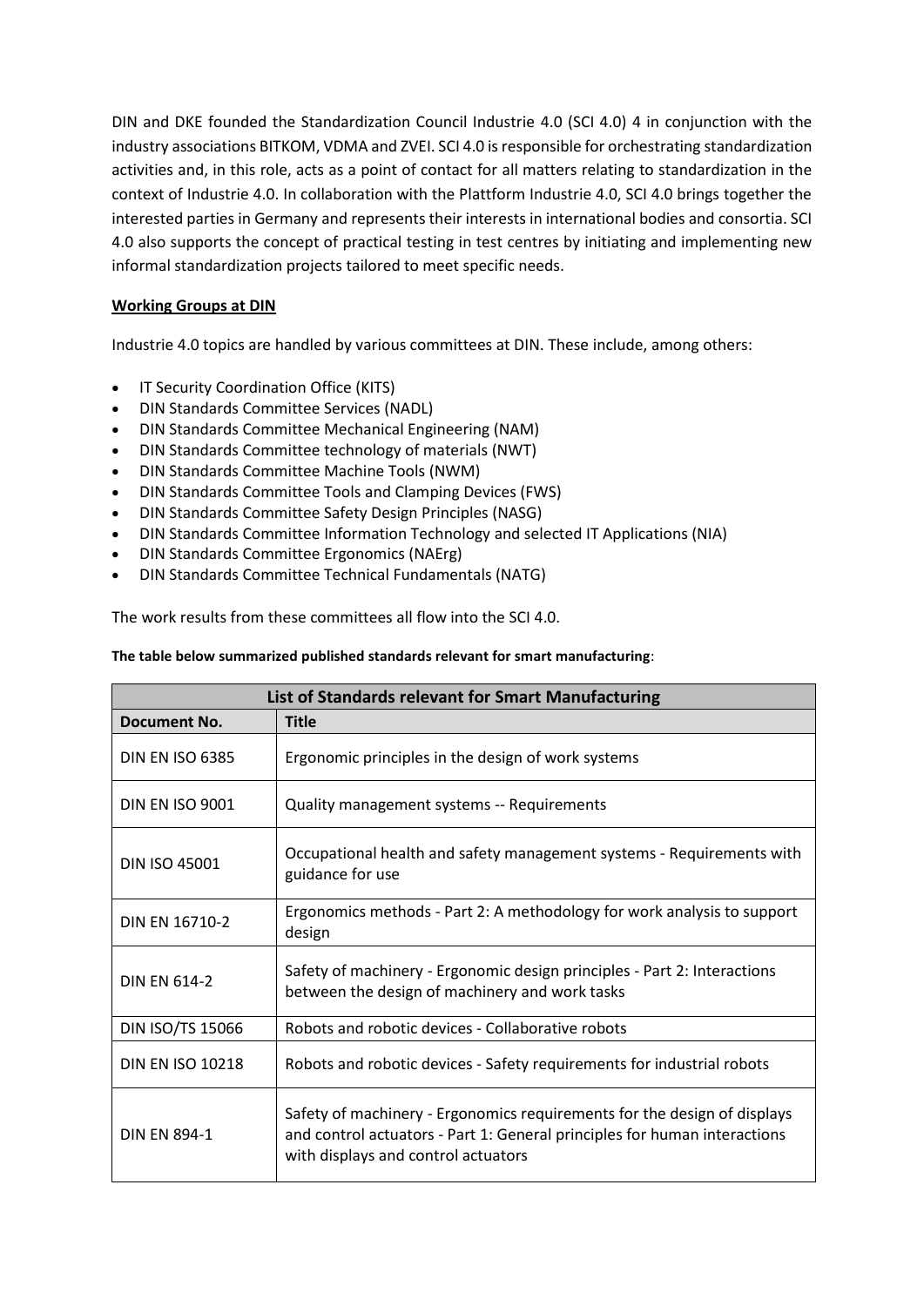DIN and DKE founded the Standardization Council Industrie 4.0 (SCI 4.0) 4 in conjunction with the industry associations BITKOM, VDMA and ZVEI. SCI 4.0 is responsible for orchestrating standardization activities and, in this role, acts as a point of contact for all matters relating to standardization in the context of Industrie 4.0. In collaboration with the Plattform Industrie 4.0, SCI 4.0 brings together the interested parties in Germany and represents their interests in international bodies and consortia. SCI 4.0 also supports the concept of practical testing in test centres by initiating and implementing new informal standardization projects tailored to meet specific needs.

**Working Groups at DIN**

Industrie 4.0 topics are handled by various committees at DIN. These include, among others:

- IT Security Coordination Office (KITS)
- DIN Standards Committee Services (NADL)
- DIN Standards Committee Mechanical Engineering (NAM)
- DIN Standards Committee technology of materials (NWT)
- DIN Standards Committee Machine Tools (NWM)
- DIN Standards Committee Tools and Clamping Devices (FWS)
- DIN Standards Committee Safety Design Principles (NASG)
- DIN Standards Committee Information Technology and selected IT Applications (NIA)
- DIN Standards Committee Ergonomics (NAErg)
- DIN Standards Committee Technical Fundamentals (NATG)

The work results from these committees all flow into the SCI 4.0.

**The table below summarized published standards relevant for smart manufacturing**:

| List of Standards relevant for Smart Manufacturing | |
|---|---|
| **Document No.** | **Title** |
| DIN EN ISO 6385 | Ergonomic principles in the design of work systems |
| DIN EN ISO 9001 | Quality management systems -- Requirements |
| DIN ISO 45001 | Occupational health and safety management systems - Requirements with guidance for use |
| DIN EN 16710-2 | Ergonomics methods - Part 2: A methodology for work analysis to support design |
| DIN EN 614-2 | Safety of machinery - Ergonomic design principles - Part 2: Interactions between the design of machinery and work tasks |
| DIN ISO/TS 15066 | Robots and robotic devices - Collaborative robots |
| DIN EN ISO 10218 | Robots and robotic devices - Safety requirements for industrial robots |
| DIN EN 894-1 | Safety of machinery - Ergonomics requirements for the design of displays and control actuators - Part 1: General principles for human interactions with displays and control actuators |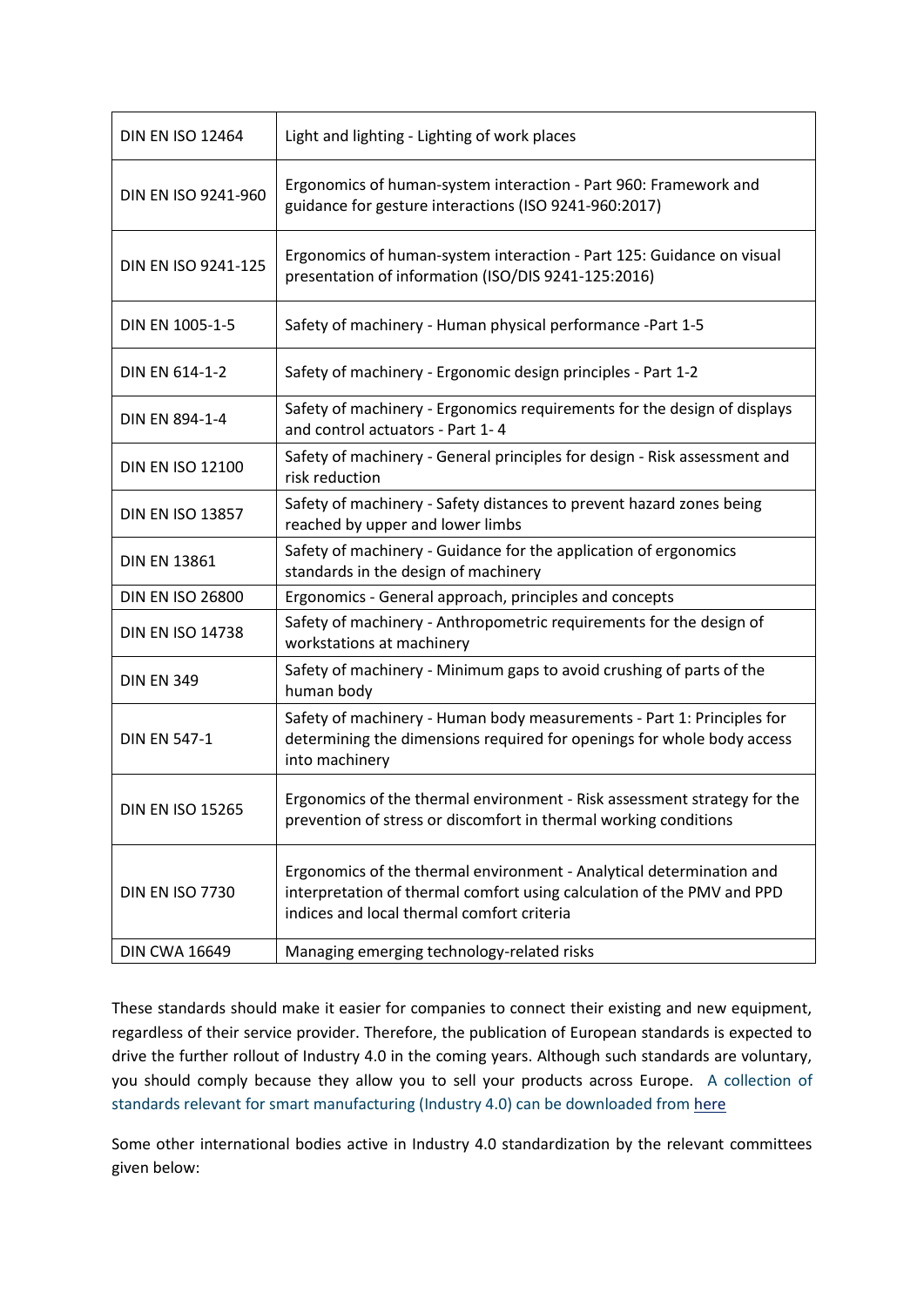| | |
|---|---|
| DIN EN ISO 12464 | Light and lighting - Lighting of work places |
| DIN EN ISO 9241-960 | Ergonomics of human-system interaction - Part 960: Framework and guidance for gesture interactions (ISO 9241-960:2017) |
| DIN EN ISO 9241-125 | Ergonomics of human-system interaction - Part 125: Guidance on visual presentation of information (ISO/DIS 9241-125:2016) |
| DIN EN 1005-1-5 | Safety of machinery - Human physical performance -Part 1-5 |
| DIN EN 614-1-2 | Safety of machinery - Ergonomic design principles - Part 1-2 |
| DIN EN 894-1-4 | Safety of machinery - Ergonomics requirements for the design of displays and control actuators - Part 1- 4 |
| DIN EN ISO 12100 | Safety of machinery - General principles for design - Risk assessment and risk reduction |
| DIN EN ISO 13857 | Safety of machinery - Safety distances to prevent hazard zones being reached by upper and lower limbs |
| DIN EN 13861 | Safety of machinery - Guidance for the application of ergonomics standards in the design of machinery |
| DIN EN ISO 26800 | Ergonomics - General approach, principles and concepts |
| DIN EN ISO 14738 | Safety of machinery - Anthropometric requirements for the design of workstations at machinery |
| DIN EN 349 | Safety of machinery - Minimum gaps to avoid crushing of parts of the human body |
| DIN EN 547-1 | Safety of machinery - Human body measurements - Part 1: Principles for determining the dimensions required for openings for whole body access into machinery |
| DIN EN ISO 15265 | Ergonomics of the thermal environment - Risk assessment strategy for the prevention of stress or discomfort in thermal working conditions |
| DIN EN ISO 7730 | Ergonomics of the thermal environment - Analytical determination and interpretation of thermal comfort using calculation of the PMV and PPD indices and local thermal comfort criteria |
| DIN CWA 16649 | Managing emerging technology-related risks |

These standards should make it easier for companies to connect their existing and new equipment, regardless of their service provider. Therefore, the publication of European standards is expected to drive the further rollout of Industry 4.0 in the coming years. Although such standards are voluntary, you should comply because they allow you to sell your products across Europe. A collection of standards relevant for smart manufacturing (Industry 4.0) can be downloaded from here

Some other international bodies active in Industry 4.0 standardization by the relevant committees given below: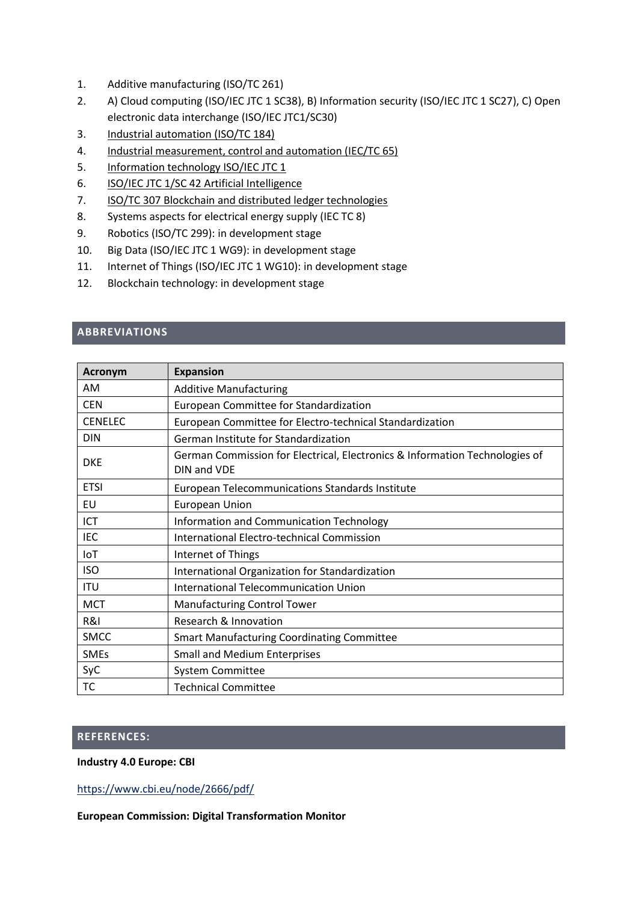1. Additive manufacturing (ISO/TC 261)
2. A) Cloud computing (ISO/IEC JTC 1 SC38), B) Information security (ISO/IEC JTC 1 SC27), C) Open electronic data interchange (ISO/IEC JTC1/SC30)
3. Industrial automation (ISO/TC 184)
4. Industrial measurement, control and automation (IEC/TC 65)
5. Information technology ISO/IEC JTC 1
6. ISO/IEC JTC 1/SC 42 Artificial Intelligence
7. ISO/TC 307 Blockchain and distributed ledger technologies
8. Systems aspects for electrical energy supply (IEC TC 8)
9. Robotics (ISO/TC 299): in development stage
10. Big Data (ISO/IEC JTC 1 WG9): in development stage
11. Internet of Things (ISO/IEC JTC 1 WG10): in development stage
12. Blockchain technology: in development stage

## ABBREVIATIONS

| Acronym | Expansion |
|---|---|
| AM | Additive Manufacturing |
| CEN | European Committee for Standardization |
| CENELEC | European Committee for Electro-technical Standardization |
| DIN | German Institute for Standardization |
| DKE | German Commission for Electrical, Electronics & Information Technologies of DIN and VDE |
| ETSI | European Telecommunications Standards Institute |
| EU | European Union |
| ICT | Information and Communication Technology |
| IEC | International Electro-technical Commission |
| IoT | Internet of Things |
| ISO | International Organization for Standardization |
| ITU | International Telecommunication Union |
| MCT | Manufacturing Control Tower |
| R&I | Research & Innovation |
| SMCC | Smart Manufacturing Coordinating Committee |
| SMEs | Small and Medium Enterprises |
| SyC | System Committee |
| TC | Technical Committee |

## REFERENCES:

**Industry 4.0 Europe: CBI**

https://www.cbi.eu/node/2666/pdf/

**European Commission: Digital Transformation Monitor**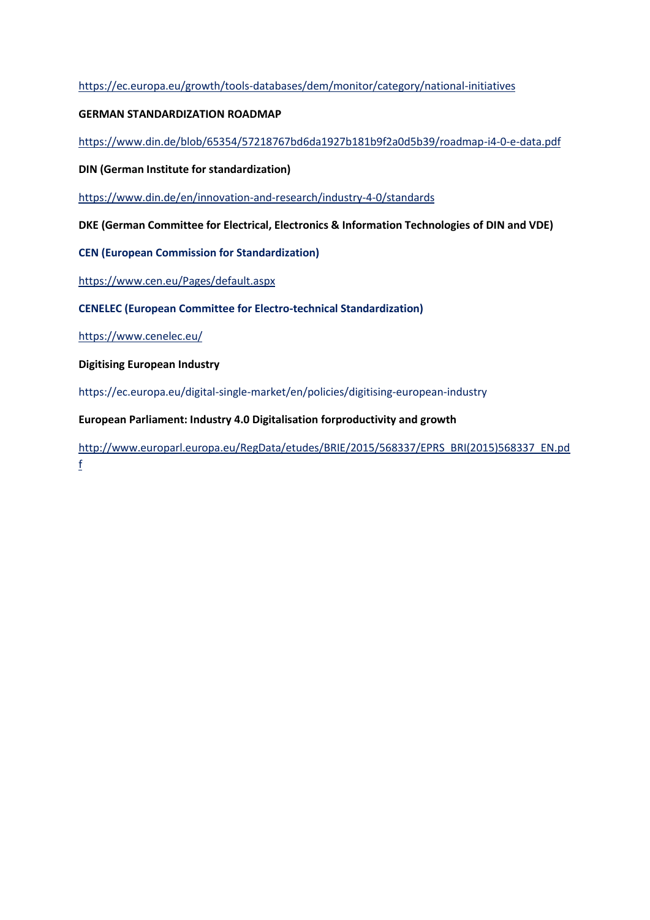https://ec.europa.eu/growth/tools-databases/dem/monitor/category/national-initiatives

**GERMAN STANDARDIZATION ROADMAP**

https://www.din.de/blob/65354/57218767bd6da1927b181b9f2a0d5b39/roadmap-i4-0-e-data.pdf

**DIN (German Institute for standardization)**

https://www.din.de/en/innovation-and-research/industry-4-0/standards

**DKE (German Committee for Electrical, Electronics & Information Technologies of DIN and VDE)**

**CEN (European Commission for Standardization)**

https://www.cen.eu/Pages/default.aspx

**CENELEC (European Committee for Electro-technical Standardization)**

https://www.cenelec.eu/

**Digitising European Industry**

https://ec.europa.eu/digital-single-market/en/policies/digitising-european-industry

**European Parliament: Industry 4.0 Digitalisation forproductivity and growth**

http://www.europarl.europa.eu/RegData/etudes/BRIE/2015/568337/EPRS_BRI(2015)568337_EN.pdf